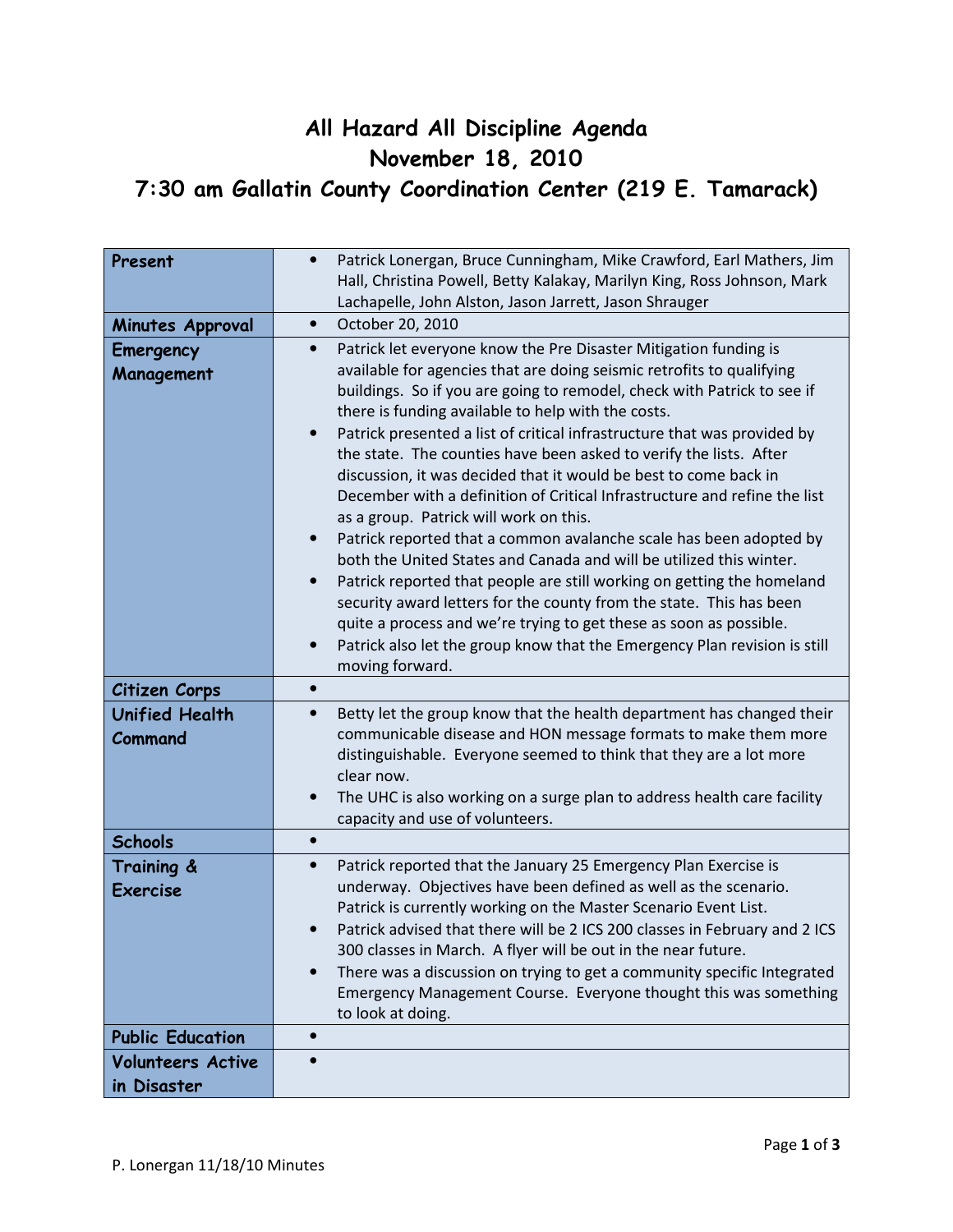# All Hazard All Discipline Agenda
# November 18, 2010
# 7:30 am Gallatin County Coordination Center (219 E. Tamarack)

| **Present** | • Patrick Lonergan, Bruce Cunningham, Mike Crawford, Earl Mathers, Jim Hall, Christina Powell, Betty Kalakay, Marilyn King, Ross Johnson, Mark Lachapelle, John Alston, Jason Jarrett, Jason Shrauger |
|---|---|
| **Minutes Approval** | • October 20, 2010 |
| **Emergency Management** | • Patrick let everyone know the Pre Disaster Mitigation funding is available for agencies that are doing seismic retrofits to qualifying buildings. So if you are going to remodel, check with Patrick to see if there is funding available to help with the costs.<br>• Patrick presented a list of critical infrastructure that was provided by the state. The counties have been asked to verify the lists. After discussion, it was decided that it would be best to come back in December with a definition of Critical Infrastructure and refine the list as a group. Patrick will work on this.<br>• Patrick reported that a common avalanche scale has been adopted by both the United States and Canada and will be utilized this winter.<br>• Patrick reported that people are still working on getting the homeland security award letters for the county from the state. This has been quite a process and we're trying to get these as soon as possible.<br>• Patrick also let the group know that the Emergency Plan revision is still moving forward. |
| **Citizen Corps** | • |
| **Unified Health Command** | • Betty let the group know that the health department has changed their communicable disease and HON message formats to make them more distinguishable. Everyone seemed to think that they are a lot more clear now.<br>• The UHC is also working on a surge plan to address health care facility capacity and use of volunteers. |
| **Schools** | • |
| **Training & Exercise** | • Patrick reported that the January 25 Emergency Plan Exercise is underway. Objectives have been defined as well as the scenario. Patrick is currently working on the Master Scenario Event List.<br>• Patrick advised that there will be 2 ICS 200 classes in February and 2 ICS 300 classes in March. A flyer will be out in the near future.<br>• There was a discussion on trying to get a community specific Integrated Emergency Management Course. Everyone thought this was something to look at doing. |
| **Public Education** | • |
| **Volunteers Active in Disaster** | • |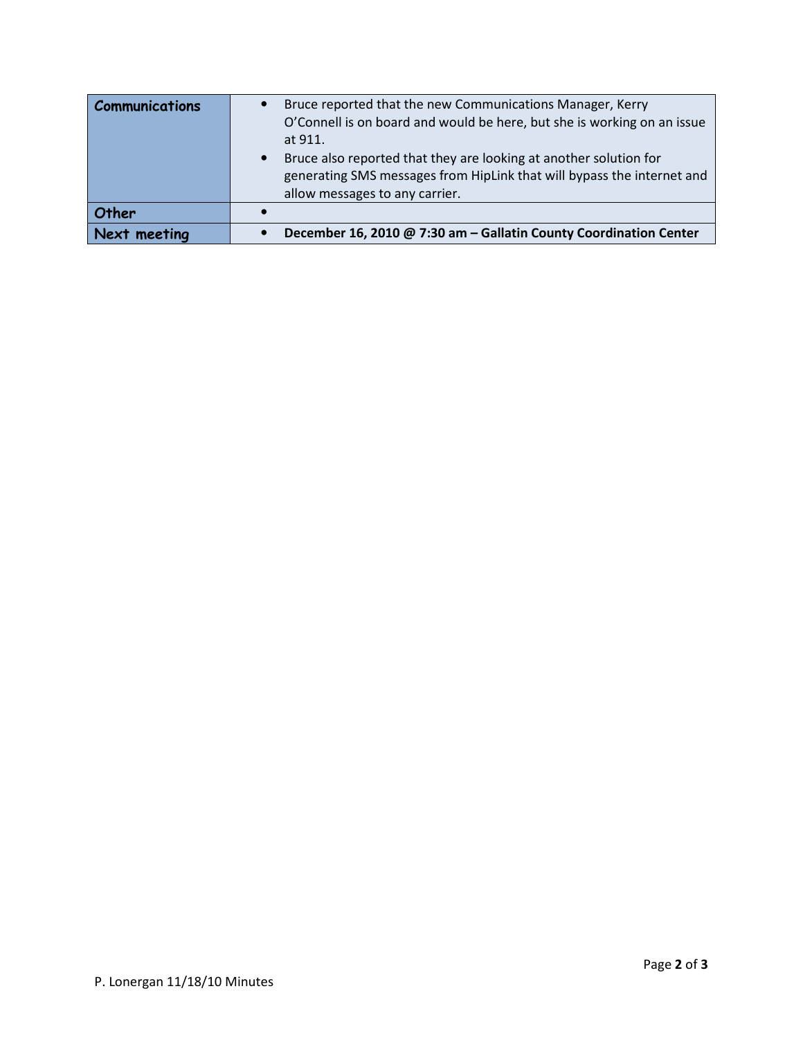| | |
|---|---|
| **Communications** | • Bruce reported that the new Communications Manager, Kerry O'Connell is on board and would be here, but she is working on an issue at 911.<br>• Bruce also reported that they are looking at another solution for generating SMS messages from HipLink that will bypass the internet and allow messages to any carrier. |
| **Other** | • |
| **Next meeting** | • **December 16, 2010 @ 7:30 am – Gallatin County Coordination Center** |

P. Lonergan 11/18/10 Minutes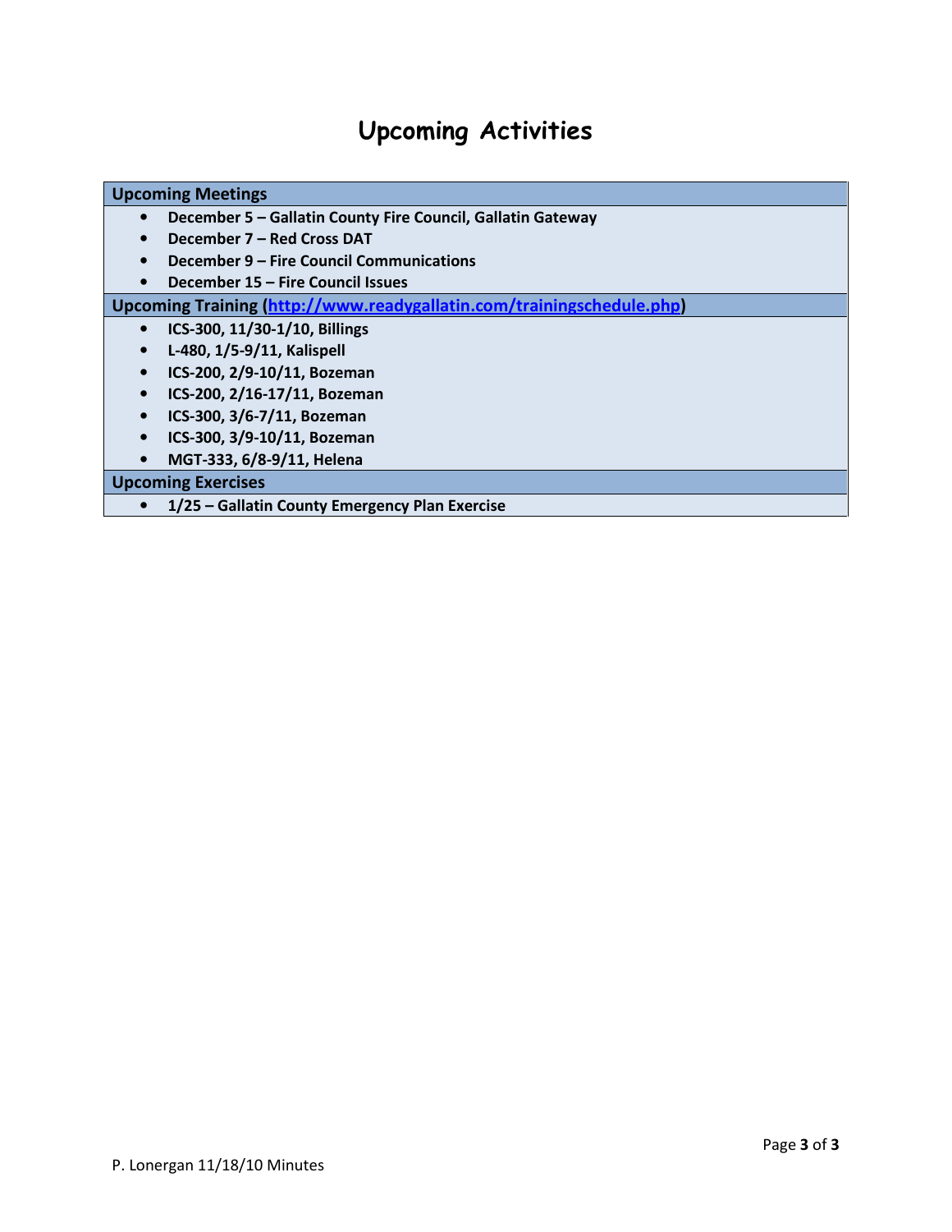# Upcoming Activities

**Upcoming Meetings**

- **December 5 – Gallatin County Fire Council, Gallatin Gateway**
- **December 7 – Red Cross DAT**
- **December 9 – Fire Council Communications**
- **December 15 – Fire Council Issues**

**Upcoming Training (http://www.readygallatin.com/trainingschedule.php)**

- **ICS-300, 11/30-1/10, Billings**
- **L-480, 1/5-9/11, Kalispell**
- **ICS-200, 2/9-10/11, Bozeman**
- **ICS-200, 2/16-17/11, Bozeman**
- **ICS-300, 3/6-7/11, Bozeman**
- **ICS-300, 3/9-10/11, Bozeman**
- **MGT-333, 6/8-9/11, Helena**

**Upcoming Exercises**

- **1/25 – Gallatin County Emergency Plan Exercise**

P. Lonergan 11/18/10 Minutes